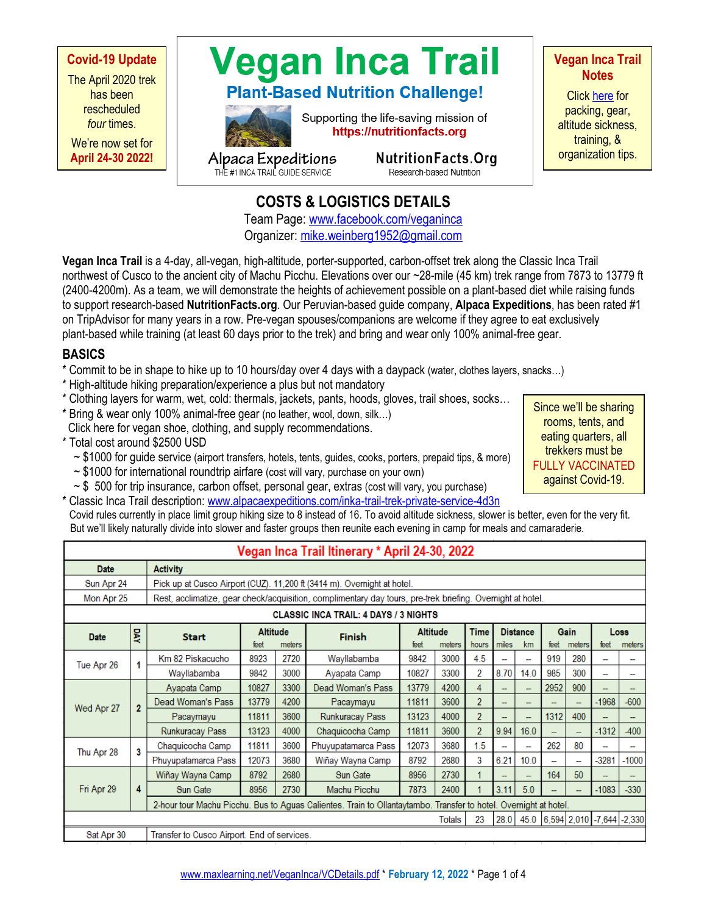**Covid-19 Update**

The April 2020 trek has been rescheduled *four* times.

We're now set for **April 24-30 2022!**

# Vegan Inca Trail

## Plant-Based Nutrition Challenge!

Supporting the life-saving mission of **https://nutritionfacts.org**

Alpaca Expeditions
THE #1 INCA TRAIL GUIDE SERVICE

NutritionFacts.Org
Research-based Nutrition

**Vegan Inca Trail Notes**

Click here for packing, gear, altitude sickness, training, & organization tips.

## COSTS & LOGISTICS DETAILS

Team Page: www.facebook.com/veganinca
Organizer: mike.weinberg1952@gmail.com

**Vegan Inca Trail** is a 4-day, all-vegan, high-altitude, porter-supported, carbon-offset trek along the Classic Inca Trail northwest of Cusco to the ancient city of Machu Picchu. Elevations over our ~28-mile (45 km) trek range from 7873 to 13779 ft (2400-4200m). As a team, we will demonstrate the heights of achievement possible on a plant-based diet while raising funds to support research-based **NutritionFacts.org**. Our Peruvian-based guide company, **Alpaca Expeditions**, has been rated #1 on TripAdvisor for many years in a row. Pre-vegan spouses/companions are welcome if they agree to eat exclusively plant-based while training (at least 60 days prior to the trek) and bring and wear only 100% animal-free gear.

### BASICS

* Commit to be in shape to hike up to 10 hours/day over 4 days with a daypack (water, clothes layers, snacks…)
* High-altitude hiking preparation/experience a plus but not mandatory
* Clothing layers for warm, wet, cold: thermals, jackets, pants, hoods, gloves, trail shoes, socks…
* Bring & wear only 100% animal-free gear (no leather, wool, down, silk…)
  Click here for vegan shoe, clothing, and supply recommendations.
* Total cost around $2500 USD
  ~ $1000 for guide service (airport transfers, hotels, tents, guides, cooks, porters, prepaid tips, & more)
  ~ $1000 for international roundtrip airfare (cost will vary, purchase on your own)
  ~ $ 500 for trip insurance, carbon offset, personal gear, extras (cost will vary, you purchase)
* Classic Inca Trail description: www.alpacaexpeditions.com/inka-trail-trek-private-service-4d3n
  Covid rules currently in place limit group hiking size to 8 instead of 16. To avoid altitude sickness, slower is better, even for the very fit. But we'll likely naturally divide into slower and faster groups then reunite each evening in camp for meals and camaraderie.

Since we'll be sharing rooms, tents, and eating quarters, all trekkers must be FULLY VACCINATED against Covid-19.

**Vegan Inca Trail Itinerary * April 24-30, 2022**

| Date | Activity |
|---|---|
| Sun Apr 24 | Pick up at Cusco Airport (CUZ). 11,200 ft (3414 m). Overnight at hotel. |
| Mon Apr 25 | Rest, acclimatize, gear check/acquisition, complimentary day tours, pre-trek briefing. Overnight at hotel. |

**CLASSIC INCA TRAIL: 4 DAYS / 3 NIGHTS**

| Date | DAY | Start | Altitude feet | Altitude meters | Finish | Altitude feet | Altitude meters | Time hours | Distance miles | Distance km | Gain feet | Gain meters | Loss feet | Loss meters |
|---|---|---|---|---|---|---|---|---|---|---|---|---|---|---|
| Tue Apr 26 | 1 | Km 82 Piskacucho | 8923 | 2720 | Wayllabamba | 9842 | 3000 | 4.5 | – | – | 919 | 280 | – | – |
| | | Wayllabamba | 9842 | 3000 | Ayapata Camp | 10827 | 3300 | 2 | 8.70 | 14.0 | 985 | 300 | – | – |
| Wed Apr 27 | 2 | Ayapata Camp | 10827 | 3300 | Dead Woman's Pass | 13779 | 4200 | 4 | – | – | 2952 | 900 | – | – |
| | | Dead Woman's Pass | 13779 | 4200 | Pacaymayu | 11811 | 3600 | 2 | – | – | – | – | -1968 | -600 |
| | | Pacaymayu | 11811 | 3600 | Runkuracay Pass | 13123 | 4000 | 2 | – | – | 1312 | 400 | – | – |
| | | Runkuracay Pass | 13123 | 4000 | Chaquicocha Camp | 11811 | 3600 | 2 | 9.94 | 16.0 | – | – | -1312 | -400 |
| Thu Apr 28 | 3 | Chaquicocha Camp | 11811 | 3600 | Phuyupatamarca Pass | 12073 | 3680 | 1.5 | – | – | 262 | 80 | – | – |
| | | Phuyupatamarca Pass | 12073 | 3680 | Wiñay Wayna Camp | 8792 | 2680 | 3 | 6.21 | 10.0 | – | – | -3281 | -1000 |
| Fri Apr 29 | 4 | Wiñay Wayna Camp | 8792 | 2680 | Sun Gate | 8956 | 2730 | 1 | – | – | 164 | 50 | – | – |
| | | Sun Gate | 8956 | 2730 | Machu Picchu | 7873 | 2400 | 1 | 3.11 | 5.0 | – | – | -1083 | -330 |
| | | 2-hour tour Machu Picchu. Bus to Aguas Calientes. Train to Ollantaytambo. Transfer to hotel. Overnight at hotel. | | | | | | | | | | | | |
| | | | | | | | Totals | 23 | 28.0 | 45.0 | 6,594 | 2,010 | -7,644 | -2,330 |
| Sat Apr 30 | | Transfer to Cusco Airport. End of services. | | | | | | | | | | | | |

www.maxlearning.net/VeganInca/VCDetails.pdf * **February 12, 2022**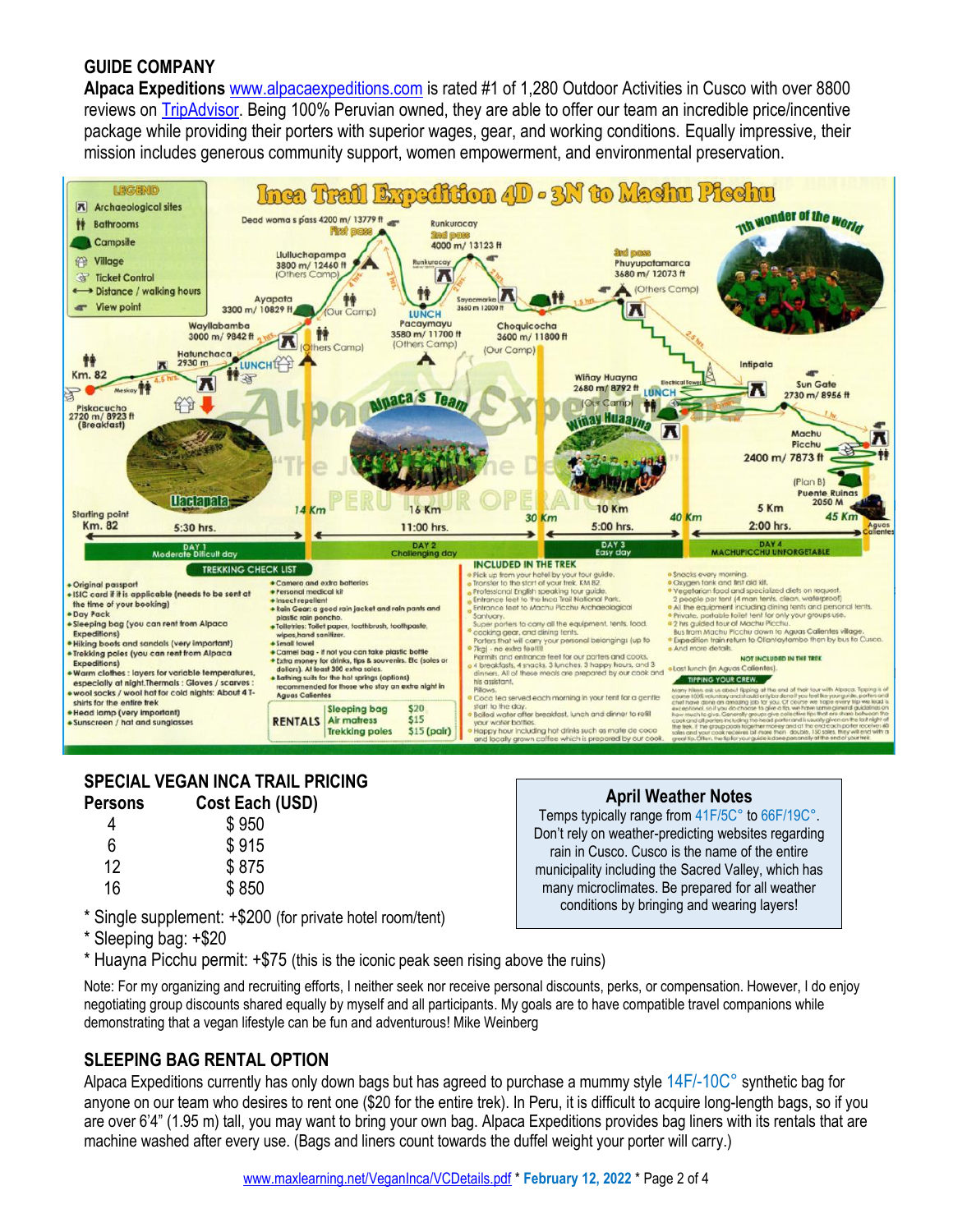## GUIDE COMPANY

**Alpaca Expeditions** www.alpacaexpeditions.com is rated #1 of 1,280 Outdoor Activities in Cusco with over 8800 reviews on TripAdvisor. Being 100% Peruvian owned, they are able to offer our team an incredible price/incentive package while providing their porters with superior wages, gear, and working conditions. Equally impressive, their mission includes generous community support, women empowerment, and environmental preservation.

### Inca Trail Expedition 4D - 3N to Machu Picchu

**LEGEND**
- Archaeological sites
- Bathrooms
- Campsite
- Village
- Ticket Control
- Distance / walking hours
- View point

Starting point Km. 82 — Piskacucho 2720 m/ 8923 ft (Breakfast) — Mesikay — Hatunchaca 2930 m (Lunch) — Llactapata — Wayllabamba 3000 m/ 9842 ft — Ayapata 3300 m/ 10829 ft (Our Camp) — Llulluchapampa 3800 m/ 12460 ft (Others Camp) — Dead woman's pass 4200 m/ 13779 ft (First pass) — Pacaymayu 3580 m/ 11700 ft (Others Camp) (Lunch) — Runkuracay — Runkuracay 2nd pass 4000 m/ 13123 ft — Sayacmarka 3650 m 12000 ft — Choquicocha 3600 m/ 11800 ft (Our Camp) — Phuyupatamarca 3rd pass 3680 m/ 12073 ft (Others Camp) — Wiñay Huayna 2680 m/ 8792 ft (Our Camp) (Lunch) — Intipata — Sun Gate 2730 m/ 8956 ft — Machu Picchu 2400 m/ 7873 ft — (Plan B) Puente Ruinas 2050 M — Aguas Calientes

7th wonder of the World

| DAY 1 | DAY 2 | DAY 3 | DAY 4 |
|---|---|---|---|
| Moderate Difficult day | Challenging day | Easy day | MACHUPICCHU UNFORGETABLE |
| Km. 82 – 14 Km, 5:30 hrs. | 16 Km, 11:00 hrs. | 10 Km, 5:00 hrs. | 5 Km, 2:00 hrs. |

**TREKKING CHECK LIST**
- Original passport
- ISIC card if it is applicable (needs to be sent at the time of your booking)
- Day Pack
- Sleeping bag (you can rent from Alpaca Expeditions)
- Hiking boots and sandals (very important)
- Trekking poles (you can rent from Alpaca Expeditions)
- Warm clothes : layers for variable temperatures, especially at night.Thermals : Gloves / scarves : wool socks / wool hat for cold nights: About 4 T-shirts for the entire trek
- Head lamp (very important)
- Sunscreen / hat and sunglasses
- Camera and extra batteries
- Personal medical kit
- Insect repellent
- Rain Gear: a good rain jacket and rain pants and plastic rain poncho.
- Toiletries: Toilet paper, toothbrush, toothpaste, wipes,hand sanitizer.
- Small towel
- Camel bag - if not you can take plastic bottle
- Extra money for drinks, tips & souvenirs. Etc (soles or dollars). At least 300 extra soles.
- Bathing suits for the hot springs (optional) recommended for those who stay an extra night in Aguas Calientes

| RENTALS | |
|---|---|
| Sleeping bag | $20 |
| Air matress | $15 |
| Trekking poles | $15 (pair) |

**INCLUDED IN THE TREK**
- Pick up from your hotel by your tour guide.
- Transfer to the start of your trek. KM 82.
- Professional English speaking tour guide.
- Entrance feet to the Inca Trail National Park.
- Entrance feet to Machu Picchu Archaeological Santuary.
- Super porters to carry all the equipment, tents, food, cooking gear, and dining tents.
- Porters that will carry your personal belongings (up to 7kg) - no extra fee!!!
- Permits and entrance fees for our porters and cooks.
- 4 breakfasts, 4 snacks, 3 lunches, 3 happy hours, and 3 dinners. All of these meals are prepared by our cook and his assistant.
- Pillows.
- Coca tea served each morning in your tent for a gentle start to the day.
- Boiled water after breakfast, lunch and dinner to refill your water bottles.
- Happy hour including hot drinks such as mate de coca and locally grown coffee which is prepared by our cook.
- Snacks every morning.
- Oxygen tank and first aid kit.
- Vegetarian food and specialized diets on request.
- All the equipment including dining tents and personal tents. 2 people per tent (4 man tents, clean, waterproof)
- Private, portable toilet tent for only your groups use.
- 2 hrs guided tour of Machu Picchu.
- Bus from Machu Picchu down to Aguas Calientes village.
- Expedition train return to Ollantaytambo then by bus to Cusco.
- And more details.

**NOT INCLUDED IN THE TREK**
- Last lunch (in Aguas Calientes).

**TIPPING YOUR CREW**

Many hikers ask us about tipping at the end of their tour with Alpaca. Tipping is of course 100% voluntary and should only be done if you feel like your guide, porters and chef have done an amazing job for you. Of course we hope every trip we lead is exceptional, so if you do choose to give a tip, we have some general guidelines on how much to give. Generally groups give collective tips that are share between the cook and all porters including the head porter and is usually given on the last night of the trek. If the group pools together money and at the end each porter receives 40 soles and your cook receives bit more than double, 130 soles, they will end with a great tip. Often, the tip for your guide is done personally at the end of your trek.

## SPECIAL VEGAN INCA TRAIL PRICING

| Persons | Cost Each (USD) |
|---|---|
| 4 | $ 950 |
| 6 | $ 915 |
| 12 | $ 875 |
| 16 | $ 850 |

\* Single supplement: +$200 (for private hotel room/tent)
\* Sleeping bag: +$20
\* Huayna Picchu permit: +$75 (this is the iconic peak seen rising above the ruins)

### April Weather Notes

Temps typically range from 41F/5C° to 66F/19C°. Don't rely on weather-predicting websites regarding rain in Cusco. Cusco is the name of the entire municipality including the Sacred Valley, which has many microclimates. Be prepared for all weather conditions by bringing and wearing layers!

Note: For my organizing and recruiting efforts, I neither seek nor receive personal discounts, perks, or compensation. However, I do enjoy negotiating group discounts shared equally by myself and all participants. My goals are to have compatible travel companions while demonstrating that a vegan lifestyle can be fun and adventurous! Mike Weinberg

## SLEEPING BAG RENTAL OPTION

Alpaca Expeditions currently has only down bags but has agreed to purchase a mummy style 14F/-10C° synthetic bag for anyone on our team who desires to rent one ($20 for the entire trek). In Peru, it is difficult to acquire long-length bags, so if you are over 6'4" (1.95 m) tall, you may want to bring your own bag. Alpaca Expeditions provides bag liners with its rentals that are machine washed after every use. (Bags and liners count towards the duffel weight your porter will carry.)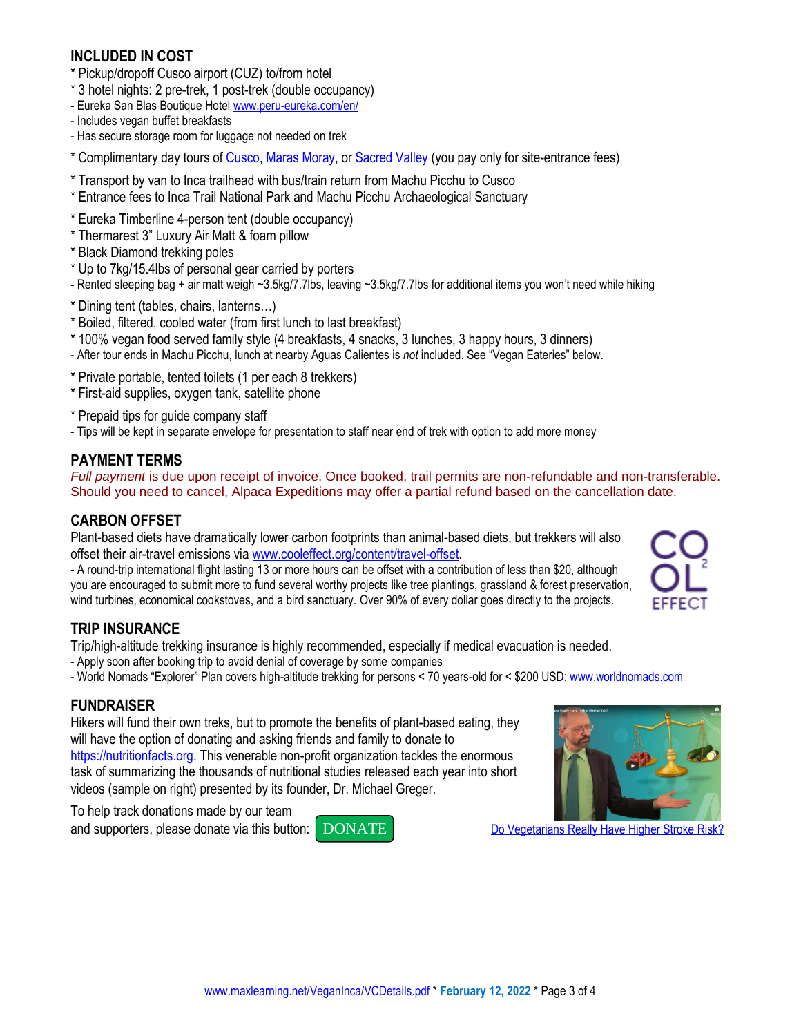## INCLUDED IN COST

* Pickup/dropoff Cusco airport (CUZ) to/from hotel
* 3 hotel nights: 2 pre-trek, 1 post-trek (double occupancy)
- Eureka San Blas Boutique Hotel www.peru-eureka.com/en/
- Includes vegan buffet breakfasts
- Has secure storage room for luggage not needed on trek

* Complimentary day tours of Cusco, Maras Moray, or Sacred Valley (you pay only for site-entrance fees)

* Transport by van to Inca trailhead with bus/train return from Machu Picchu to Cusco
* Entrance fees to Inca Trail National Park and Machu Picchu Archaeological Sanctuary

* Eureka Timberline 4-person tent (double occupancy)
* Thermarest 3" Luxury Air Matt & foam pillow
* Black Diamond trekking poles
* Up to 7kg/15.4lbs of personal gear carried by porters
- Rented sleeping bag + air matt weigh ~3.5kg/7.7lbs, leaving ~3.5kg/7.7lbs for additional items you won't need while hiking

* Dining tent (tables, chairs, lanterns…)
* Boiled, filtered, cooled water (from first lunch to last breakfast)
* 100% vegan food served family style (4 breakfasts, 4 snacks, 3 lunches, 3 happy hours, 3 dinners)
- After tour ends in Machu Picchu, lunch at nearby Aguas Calientes is *not* included. See "Vegan Eateries" below.

* Private portable, tented toilets (1 per each 8 trekkers)
* First-aid supplies, oxygen tank, satellite phone

* Prepaid tips for guide company staff
- Tips will be kept in separate envelope for presentation to staff near end of trek with option to add more money

## PAYMENT TERMS

*Full payment* is due upon receipt of invoice. Once booked, trail permits are non-refundable and non-transferable. Should you need to cancel, Alpaca Expeditions may offer a partial refund based on the cancellation date.

## CARBON OFFSET

Plant-based diets have dramatically lower carbon footprints than animal-based diets, but trekkers will also offset their air-travel emissions via www.cooleffect.org/content/travel-offset.

- A round-trip international flight lasting 13 or more hours can be offset with a contribution of less than $20, although you are encouraged to submit more to fund several worthy projects like tree plantings, grassland & forest preservation, wind turbines, economical cookstoves, and a bird sanctuary. Over 90% of every dollar goes directly to the projects.

COOL EFFECT

## TRIP INSURANCE

Trip/high-altitude trekking insurance is highly recommended, especially if medical evacuation is needed.
- Apply soon after booking trip to avoid denial of coverage by some companies
- World Nomads "Explorer" Plan covers high-altitude trekking for persons < 70 years-old for < $200 USD: www.worldnomads.com

## FUNDRAISER

Hikers will fund their own treks, but to promote the benefits of plant-based eating, they will have the option of donating and asking friends and family to donate to https://nutritionfacts.org. This venerable non-profit organization tackles the enormous task of summarizing the thousands of nutritional studies released each year into short videos (sample on right) presented by its founder, Dr. Michael Greger.

To help track donations made by our team and supporters, please donate via this button: DONATE

Do Vegetarians Really Have Higher Stroke Risk?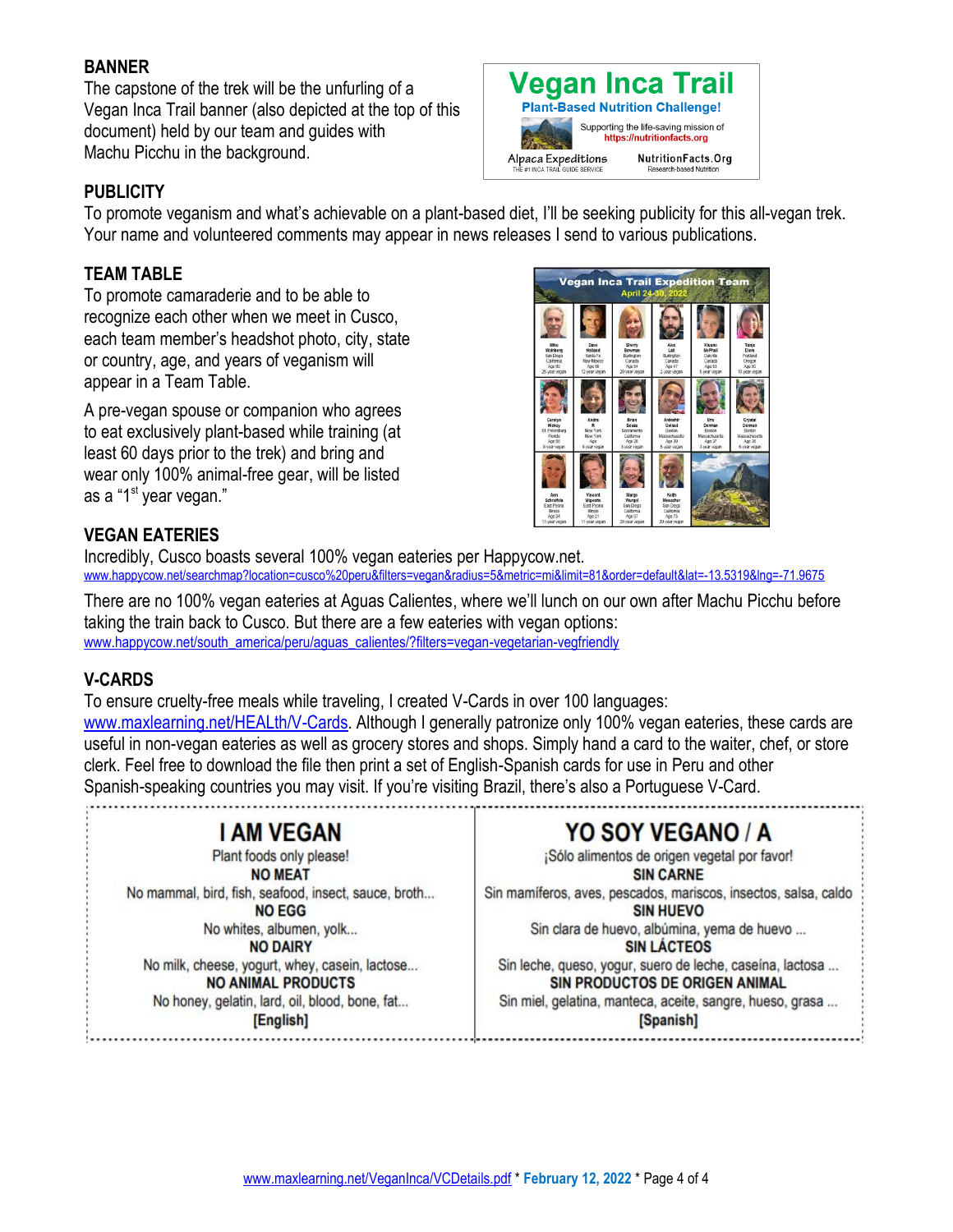## BANNER

The capstone of the trek will be the unfurling of a Vegan Inca Trail banner (also depicted at the top of this document) held by our team and guides with Machu Picchu in the background.

**Vegan Inca Trail**

**Plant-Based Nutrition Challenge!**

Supporting the life-saving mission of https://nutritionfacts.org

Alpaca Expeditions — THE #1 INCA TRAIL GUIDE SERVICE

NutritionFacts.Org — Research-based Nutrition

## PUBLICITY

To promote veganism and what's achievable on a plant-based diet, I'll be seeking publicity for this all-vegan trek. Your name and volunteered comments may appear in news releases I send to various publications.

## TEAM TABLE

To promote camaraderie and to be able to recognize each other when we meet in Cusco, each team member's headshot photo, city, state or country, age, and years of veganism will appear in a Team Table.

A pre-vegan spouse or companion who agrees to eat exclusively plant-based while training (at least 60 days prior to the trek) and bring and wear only 100% animal-free gear, will be listed as a "1st year vegan."

**Vegan Inca Trail Expedition Team**

April 24-30, 2022

## VEGAN EATERIES

Incredibly, Cusco boasts several 100% vegan eateries per Happycow.net.
www.happycow.net/searchmap?location=cusco%20peru&filters=vegan&radius=5&metric=mi&limit=81&order=default&lat=-13.5319&lng=-71.9675

There are no 100% vegan eateries at Aguas Calientes, where we'll lunch on our own after Machu Picchu before taking the train back to Cusco. But there are a few eateries with vegan options:
www.happycow.net/south_america/peru/aguas_calientes/?filters=vegan-vegetarian-vegfriendly

## V-CARDS

To ensure cruelty-free meals while traveling, I created V-Cards in over 100 languages: www.maxlearning.net/HEALth/V-Cards. Although I generally patronize only 100% vegan eateries, these cards are useful in non-vegan eateries as well as grocery stores and shops. Simply hand a card to the waiter, chef, or store clerk. Feel free to download the file then print a set of English-Spanish cards for use in Peru and other Spanish-speaking countries you may visit. If you're visiting Brazil, there's also a Portuguese V-Card.

| | |
|---|---|
| **I AM VEGAN** | **YO SOY VEGANO / A** |
| Plant foods only please! | ¡Sólo alimentos de origen vegetal por favor! |
| **NO MEAT** | **SIN CARNE** |
| No mammal, bird, fish, seafood, insect, sauce, broth... | Sin mamíferos, aves, pescados, mariscos, insectos, salsa, caldo |
| **NO EGG** | **SIN HUEVO** |
| No whites, albumen, yolk... | Sin clara de huevo, albúmina, yema de huevo ... |
| **NO DAIRY** | **SIN LÁCTEOS** |
| No milk, cheese, yogurt, whey, casein, lactose... | Sin leche, queso, yogur, suero de leche, caseína, lactosa ... |
| **NO ANIMAL PRODUCTS** | **SIN PRODUCTOS DE ORIGEN ANIMAL** |
| No honey, gelatin, lard, oil, blood, bone, fat... | Sin miel, gelatina, manteca, aceite, sangre, hueso, grasa ... |
| **[English]** | **[Spanish]** |